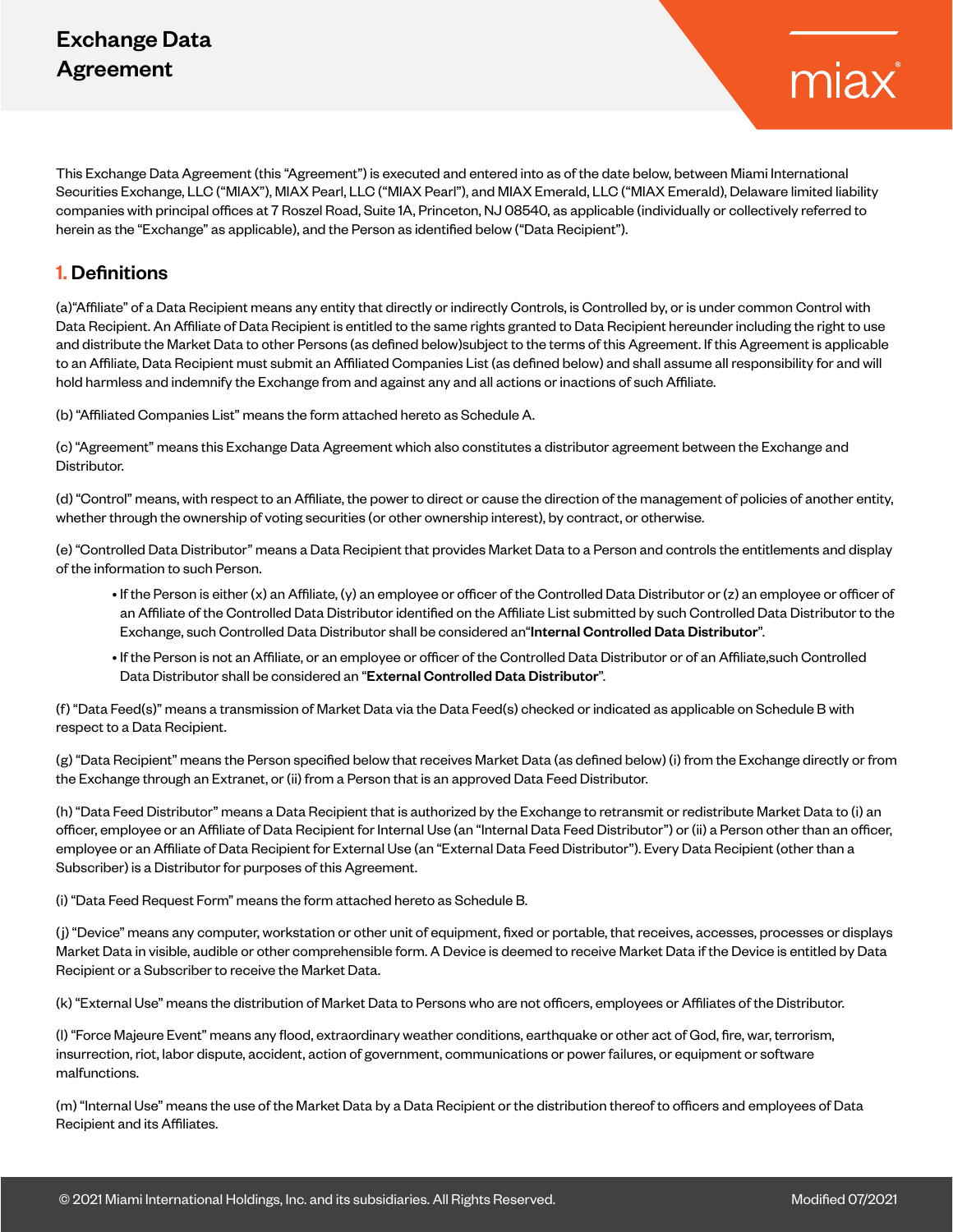# Exchange Data Agreement

This Exchange Data Agreement (this "Agreement") is executed and entered into as of the date below, between Miami International Securities Exchange, LLC ("MIAX"), MIAX Pearl, LLC ("MIAX Pearl"), and MIAX Emerald, LLC ("MIAX Emerald), Delaware limited liability companies with principal offices at 7 Roszel Road, Suite 1A, Princeton, NJ 08540, as applicable (individually or collectively referred to herein as the "Exchange" as applicable), and the Person as identified below ("Data Recipient").

## 1. Definitions

(a)"Affiliate" of a Data Recipient means any entity that directly or indirectly Controls, is Controlled by, or is under common Control with Data Recipient. An Affiliate of Data Recipient is entitled to the same rights granted to Data Recipient hereunder including the right to use and distribute the Market Data to other Persons (as defined below)subject to the terms of this Agreement. If this Agreement is applicable to an Affiliate, Data Recipient must submit an Affiliated Companies List (as defined below) and shall assume all responsibility for and will hold harmless and indemnify the Exchange from and against any and all actions or inactions of such Affiliate.

(b) "Affiliated Companies List" means the form attached hereto as Schedule A.

(c) "Agreement" means this Exchange Data Agreement which also constitutes a distributor agreement between the Exchange and Distributor.

(d) "Control" means, with respect to an Affiliate, the power to direct or cause the direction of the management of policies of another entity, whether through the ownership of voting securities (or other ownership interest), by contract, or otherwise.

(e) "Controlled Data Distributor" means a Data Recipient that provides Market Data to a Person and controls the entitlements and display of the information to such Person.

- If the Person is either (x) an Affiliate, (y) an employee or officer of the Controlled Data Distributor or (z) an employee or officer of an Affiliate of the Controlled Data Distributor identified on the Affiliate List submitted by such Controlled Data Distributor to the Exchange, such Controlled Data Distributor shall be considered an"**Internal Controlled Data Distributor**".
- If the Person is not an Affiliate, or an employee or officer of the Controlled Data Distributor or of an Affiliate,such Controlled Data Distributor shall be considered an "**External Controlled Data Distributor**".

(f) "Data Feed(s)" means a transmission of Market Data via the Data Feed(s) checked or indicated as applicable on Schedule B with respect to a Data Recipient.

(g) "Data Recipient" means the Person specified below that receives Market Data (as defined below) (i) from the Exchange directly or from the Exchange through an Extranet, or (ii) from a Person that is an approved Data Feed Distributor.

(h) "Data Feed Distributor" means a Data Recipient that is authorized by the Exchange to retransmit or redistribute Market Data to (i) an officer, employee or an Affiliate of Data Recipient for Internal Use (an "Internal Data Feed Distributor") or (ii) a Person other than an officer, employee or an Affiliate of Data Recipient for External Use (an "External Data Feed Distributor"). Every Data Recipient (other than a Subscriber) is a Distributor for purposes of this Agreement.

(i) "Data Feed Request Form" means the form attached hereto as Schedule B.

(j) "Device" means any computer, workstation or other unit of equipment, fixed or portable, that receives, accesses, processes or displays Market Data in visible, audible or other comprehensible form. A Device is deemed to receive Market Data if the Device is entitled by Data Recipient or a Subscriber to receive the Market Data.

(k) "External Use" means the distribution of Market Data to Persons who are not officers, employees or Affiliates of the Distributor.

(l) "Force Majeure Event" means any flood, extraordinary weather conditions, earthquake or other act of God, fire, war, terrorism, insurrection, riot, labor dispute, accident, action of government, communications or power failures, or equipment or software malfunctions.

(m) "Internal Use" means the use of the Market Data by a Data Recipient or the distribution thereof to officers and employees of Data Recipient and its Affiliates.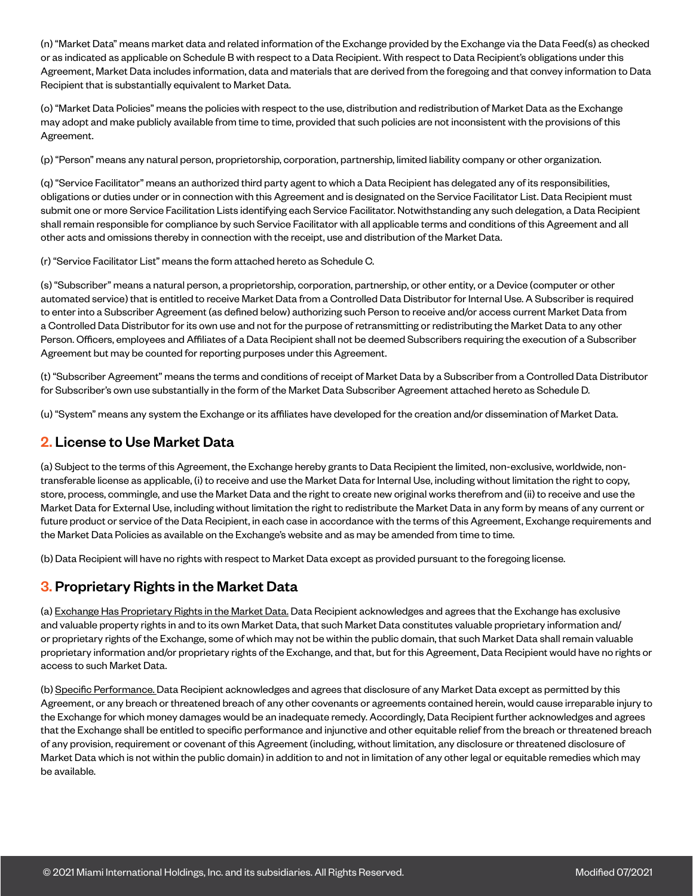(n) "Market Data" means market data and related information of the Exchange provided by the Exchange via the Data Feed(s) as checked or as indicated as applicable on Schedule B with respect to a Data Recipient. With respect to Data Recipient's obligations under this Agreement, Market Data includes information, data and materials that are derived from the foregoing and that convey information to Data Recipient that is substantially equivalent to Market Data.

(o) "Market Data Policies" means the policies with respect to the use, distribution and redistribution of Market Data as the Exchange may adopt and make publicly available from time to time, provided that such policies are not inconsistent with the provisions of this Agreement.

(p) "Person" means any natural person, proprietorship, corporation, partnership, limited liability company or other organization.

(q) "Service Facilitator" means an authorized third party agent to which a Data Recipient has delegated any of its responsibilities, obligations or duties under or in connection with this Agreement and is designated on the Service Facilitator List. Data Recipient must submit one or more Service Facilitation Lists identifying each Service Facilitator. Notwithstanding any such delegation, a Data Recipient shall remain responsible for compliance by such Service Facilitator with all applicable terms and conditions of this Agreement and all other acts and omissions thereby in connection with the receipt, use and distribution of the Market Data.

(r) "Service Facilitator List" means the form attached hereto as Schedule C.

(s) "Subscriber" means a natural person, a proprietorship, corporation, partnership, or other entity, or a Device (computer or other automated service) that is entitled to receive Market Data from a Controlled Data Distributor for Internal Use. A Subscriber is required to enter into a Subscriber Agreement (as defined below) authorizing such Person to receive and/or access current Market Data from a Controlled Data Distributor for its own use and not for the purpose of retransmitting or redistributing the Market Data to any other Person. Officers, employees and Affiliates of a Data Recipient shall not be deemed Subscribers requiring the execution of a Subscriber Agreement but may be counted for reporting purposes under this Agreement.

(t) "Subscriber Agreement" means the terms and conditions of receipt of Market Data by a Subscriber from a Controlled Data Distributor for Subscriber's own use substantially in the form of the Market Data Subscriber Agreement attached hereto as Schedule D.

(u) "System" means any system the Exchange or its affiliates have developed for the creation and/or dissemination of Market Data.

## 2. License to Use Market Data

(a) Subject to the terms of this Agreement, the Exchange hereby grants to Data Recipient the limited, non-exclusive, worldwide, non-transferable license as applicable, (i) to receive and use the Market Data for Internal Use, including without limitation the right to copy, store, process, commingle, and use the Market Data and the right to create new original works therefrom and (ii) to receive and use the Market Data for External Use, including without limitation the right to redistribute the Market Data in any form by means of any current or future product or service of the Data Recipient, in each case in accordance with the terms of this Agreement, Exchange requirements and the Market Data Policies as available on the Exchange's website and as may be amended from time to time.

(b) Data Recipient will have no rights with respect to Market Data except as provided pursuant to the foregoing license.

## 3. Proprietary Rights in the Market Data

(a) Exchange Has Proprietary Rights in the Market Data. Data Recipient acknowledges and agrees that the Exchange has exclusive and valuable property rights in and to its own Market Data, that such Market Data constitutes valuable proprietary information and/or proprietary rights of the Exchange, some of which may not be within the public domain, that such Market Data shall remain valuable proprietary information and/or proprietary rights of the Exchange and that, but for this Agreement, Data Recipient would have no rights or access to such Market Data.

(b) Specific Performance. Data Recipient acknowledges and agrees that disclosure of any Market Data except as permitted by this Agreement, or any breach or threatened breach of any other covenants or agreements contained herein, would cause irreparable injury to the Exchange for which money damages would be an inadequate remedy. Accordingly, Data Recipient further acknowledges and agrees that the Exchange shall be entitled to specific performance and injunctive and other equitable relief from the breach or threatened breach of any provision, requirement or covenant of this Agreement (including, without limitation, any disclosure or threatened disclosure of Market Data which is not within the public domain) in addition to and not in limitation of any other legal or equitable remedies which may be available.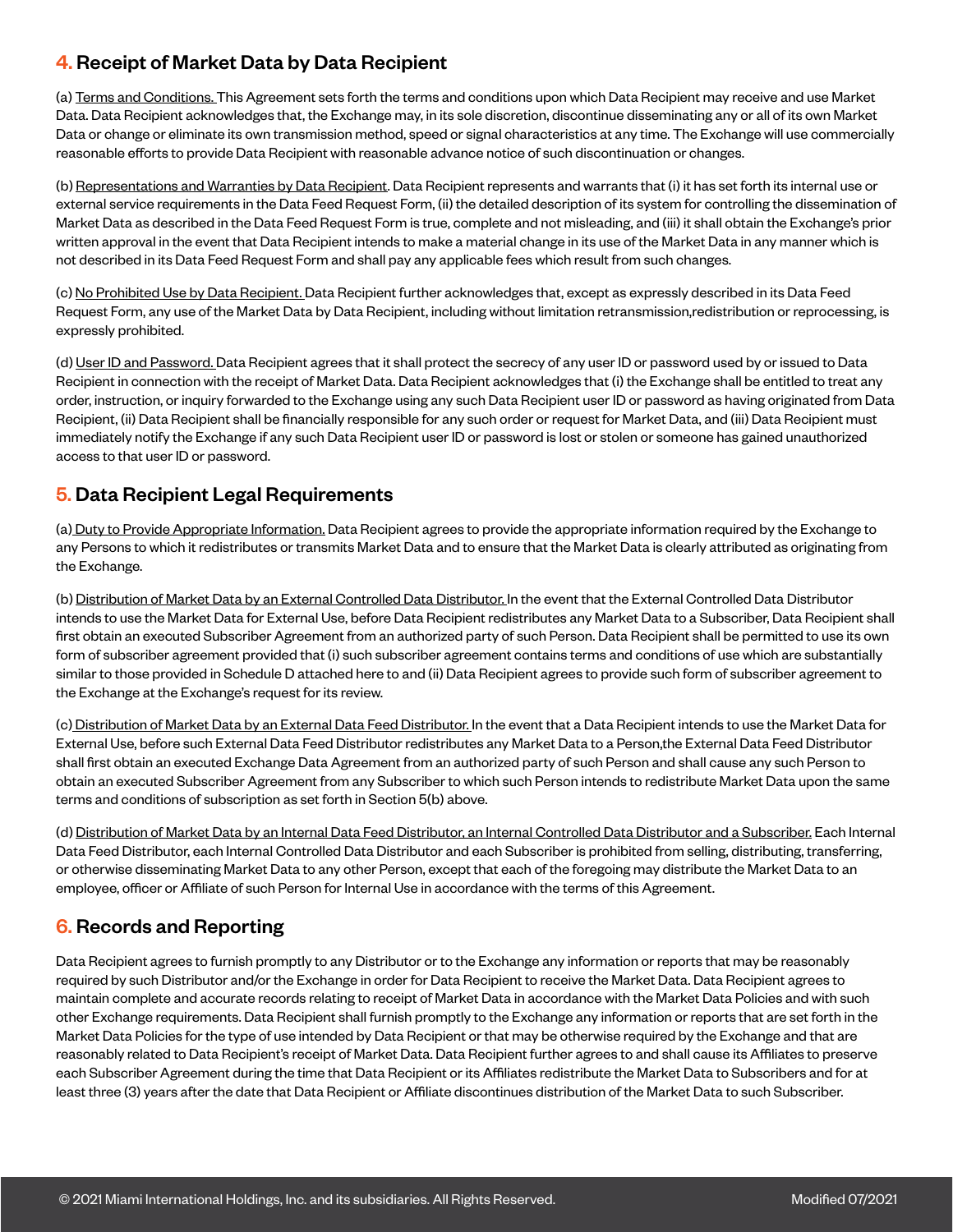## 4. Receipt of Market Data by Data Recipient

(a) Terms and Conditions. This Agreement sets forth the terms and conditions upon which Data Recipient may receive and use Market Data. Data Recipient acknowledges that, the Exchange may, in its sole discretion, discontinue disseminating any or all of its own Market Data or change or eliminate its own transmission method, speed or signal characteristics at any time. The Exchange will use commercially reasonable efforts to provide Data Recipient with reasonable advance notice of such discontinuation or changes.

(b) Representations and Warranties by Data Recipient. Data Recipient represents and warrants that (i) it has set forth its internal use or external service requirements in the Data Feed Request Form, (ii) the detailed description of its system for controlling the dissemination of Market Data as described in the Data Feed Request Form is true, complete and not misleading, and (iii) it shall obtain the Exchange's prior written approval in the event that Data Recipient intends to make a material change in its use of the Market Data in any manner which is not described in its Data Feed Request Form and shall pay any applicable fees which result from such changes.

(c) No Prohibited Use by Data Recipient. Data Recipient further acknowledges that, except as expressly described in its Data Feed Request Form, any use of the Market Data by Data Recipient, including without limitation retransmission,redistribution or reprocessing, is expressly prohibited.

(d) User ID and Password. Data Recipient agrees that it shall protect the secrecy of any user ID or password used by or issued to Data Recipient in connection with the receipt of Market Data. Data Recipient acknowledges that (i) the Exchange shall be entitled to treat any order, instruction, or inquiry forwarded to the Exchange using any such Data Recipient user ID or password as having originated from Data Recipient, (ii) Data Recipient shall be financially responsible for any such order or request for Market Data, and (iii) Data Recipient must immediately notify the Exchange if any such Data Recipient user ID or password is lost or stolen or someone has gained unauthorized access to that user ID or password.

## 5. Data Recipient Legal Requirements

(a) Duty to Provide Appropriate Information. Data Recipient agrees to provide the appropriate information required by the Exchange to any Persons to which it redistributes or transmits Market Data and to ensure that the Market Data is clearly attributed as originating from the Exchange.

(b) Distribution of Market Data by an External Controlled Data Distributor. In the event that the External Controlled Data Distributor intends to use the Market Data for External Use, before Data Recipient redistributes any Market Data to a Subscriber, Data Recipient shall first obtain an executed Subscriber Agreement from an authorized party of such Person. Data Recipient shall be permitted to use its own form of subscriber agreement provided that (i) such subscriber agreement contains terms and conditions of use which are substantially similar to those provided in Schedule D attached here to and (ii) Data Recipient agrees to provide such form of subscriber agreement to the Exchange at the Exchange's request for its review.

(c) Distribution of Market Data by an External Data Feed Distributor. In the event that a Data Recipient intends to use the Market Data for External Use, before such External Data Feed Distributor redistributes any Market Data to a Person,the External Data Feed Distributor shall first obtain an executed Exchange Data Agreement from an authorized party of such Person and shall cause any such Person to obtain an executed Subscriber Agreement from any Subscriber to which such Person intends to redistribute Market Data upon the same terms and conditions of subscription as set forth in Section 5(b) above.

(d) Distribution of Market Data by an Internal Data Feed Distributor, an Internal Controlled Data Distributor and a Subscriber. Each Internal Data Feed Distributor, each Internal Controlled Data Distributor and each Subscriber is prohibited from selling, distributing, transferring, or otherwise disseminating Market Data to any other Person, except that each of the foregoing may distribute the Market Data to an employee, officer or Affiliate of such Person for Internal Use in accordance with the terms of this Agreement.

## 6. Records and Reporting

Data Recipient agrees to furnish promptly to any Distributor or to the Exchange any information or reports that may be reasonably required by such Distributor and/or the Exchange in order for Data Recipient to receive the Market Data. Data Recipient agrees to maintain complete and accurate records relating to receipt of Market Data in accordance with the Market Data Policies and with such other Exchange requirements. Data Recipient shall furnish promptly to the Exchange any information or reports that are set forth in the Market Data Policies for the type of use intended by Data Recipient or that may be otherwise required by the Exchange and that are reasonably related to Data Recipient's receipt of Market Data. Data Recipient further agrees to and shall cause its Affiliates to preserve each Subscriber Agreement during the time that Data Recipient or its Affiliates redistribute the Market Data to Subscribers and for at least three (3) years after the date that Data Recipient or Affiliate discontinues distribution of the Market Data to such Subscriber.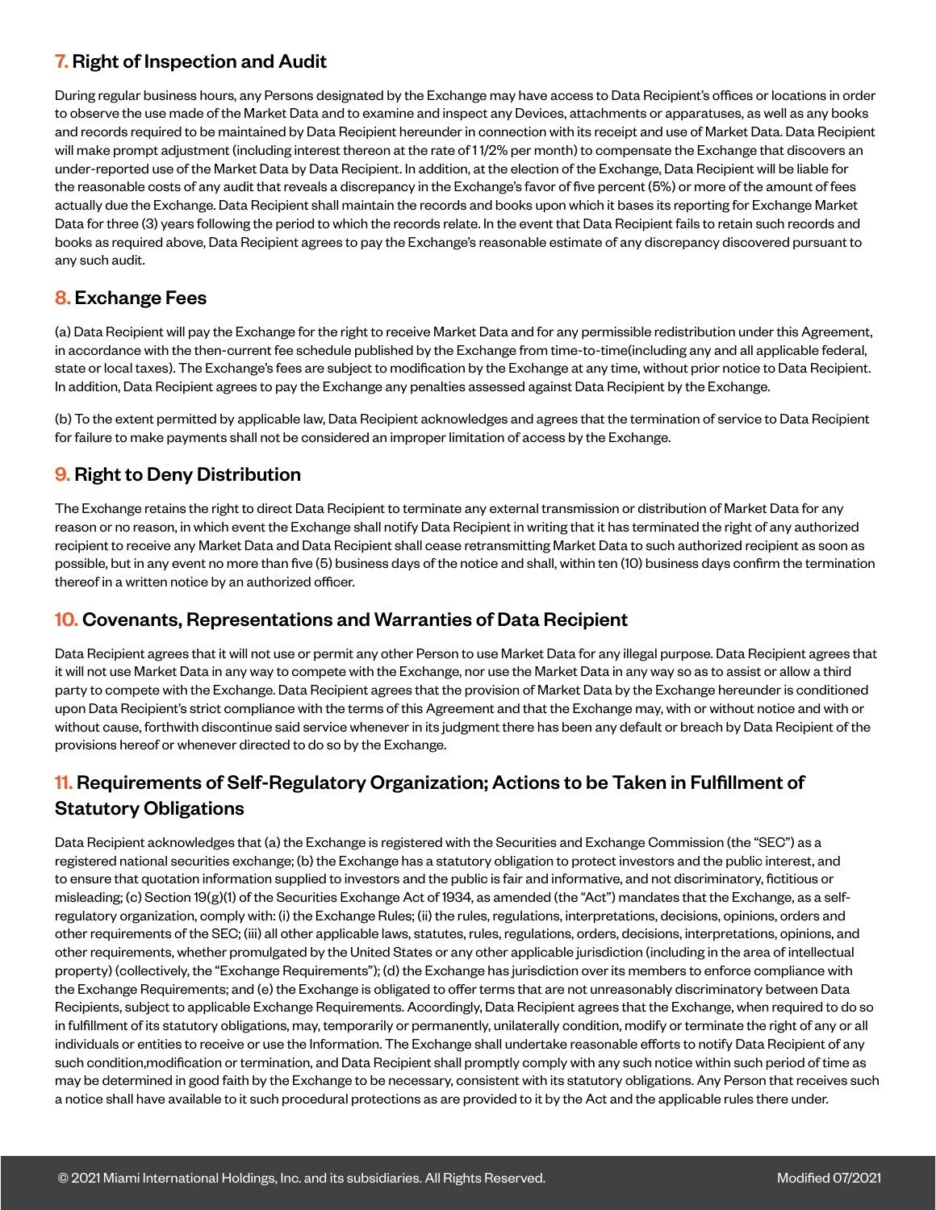## 7. Right of Inspection and Audit

During regular business hours, any Persons designated by the Exchange may have access to Data Recipient's offices or locations in order to observe the use made of the Market Data and to examine and inspect any Devices, attachments or apparatuses, as well as any books and records required to be maintained by Data Recipient hereunder in connection with its receipt and use of Market Data. Data Recipient will make prompt adjustment (including interest thereon at the rate of 1 1/2% per month) to compensate the Exchange that discovers an under-reported use of the Market Data by Data Recipient. In addition, at the election of the Exchange, Data Recipient will be liable for the reasonable costs of any audit that reveals a discrepancy in the Exchange's favor of five percent (5%) or more of the amount of fees actually due the Exchange. Data Recipient shall maintain the records and books upon which it bases its reporting for Exchange Market Data for three (3) years following the period to which the records relate. In the event that Data Recipient fails to retain such records and books as required above, Data Recipient agrees to pay the Exchange's reasonable estimate of any discrepancy discovered pursuant to any such audit.

## 8. Exchange Fees

(a) Data Recipient will pay the Exchange for the right to receive Market Data and for any permissible redistribution under this Agreement, in accordance with the then-current fee schedule published by the Exchange from time-to-time(including any and all applicable federal, state or local taxes). The Exchange's fees are subject to modification by the Exchange at any time, without prior notice to Data Recipient. In addition, Data Recipient agrees to pay the Exchange any penalties assessed against Data Recipient by the Exchange.

(b) To the extent permitted by applicable law, Data Recipient acknowledges and agrees that the termination of service to Data Recipient for failure to make payments shall not be considered an improper limitation of access by the Exchange.

## 9. Right to Deny Distribution

The Exchange retains the right to direct Data Recipient to terminate any external transmission or distribution of Market Data for any reason or no reason, in which event the Exchange shall notify Data Recipient in writing that it has terminated the right of any authorized recipient to receive any Market Data and Data Recipient shall cease retransmitting Market Data to such authorized recipient as soon as possible, but in any event no more than five (5) business days of the notice and shall, within ten (10) business days confirm the termination thereof in a written notice by an authorized officer.

## 10. Covenants, Representations and Warranties of Data Recipient

Data Recipient agrees that it will not use or permit any other Person to use Market Data for any illegal purpose. Data Recipient agrees that it will not use Market Data in any way to compete with the Exchange, nor use the Market Data in any way so as to assist or allow a third party to compete with the Exchange. Data Recipient agrees that the provision of Market Data by the Exchange hereunder is conditioned upon Data Recipient's strict compliance with the terms of this Agreement and that the Exchange may, with or without notice and with or without cause, forthwith discontinue said service whenever in its judgment there has been any default or breach by Data Recipient of the provisions hereof or whenever directed to do so by the Exchange.

## 11. Requirements of Self-Regulatory Organization; Actions to be Taken in Fulfillment of Statutory Obligations

Data Recipient acknowledges that (a) the Exchange is registered with the Securities and Exchange Commission (the "SEC") as a registered national securities exchange; (b) the Exchange has a statutory obligation to protect investors and the public interest, and to ensure that quotation information supplied to investors and the public is fair and informative, and not discriminatory, fictitious or misleading; (c) Section 19(g)(1) of the Securities Exchange Act of 1934, as amended (the "Act") mandates that the Exchange, as a self-regulatory organization, comply with: (i) the Exchange Rules; (ii) the rules, regulations, interpretations, decisions, opinions, orders and other requirements of the SEC; (iii) all other applicable laws, statutes, rules, regulations, orders, decisions, interpretations, opinions, and other requirements, whether promulgated by the United States or any other applicable jurisdiction (including in the area of intellectual property) (collectively, the "Exchange Requirements"); (d) the Exchange has jurisdiction over its members to enforce compliance with the Exchange Requirements; and (e) the Exchange is obligated to offer terms that are not unreasonably discriminatory between Data Recipients, subject to applicable Exchange Requirements. Accordingly, Data Recipient agrees that the Exchange, when required to do so in fulfillment of its statutory obligations, may, temporarily or permanently, unilaterally condition, modify or terminate the right of any or all individuals or entities to receive or use the Information. The Exchange shall undertake reasonable efforts to notify Data Recipient of any such condition,modification or termination, and Data Recipient shall promptly comply with any such notice within such period of time as may be determined in good faith by the Exchange to be necessary, consistent with its statutory obligations. Any Person that receives such a notice shall have available to it such procedural protections as are provided to it by the Act and the applicable rules there under.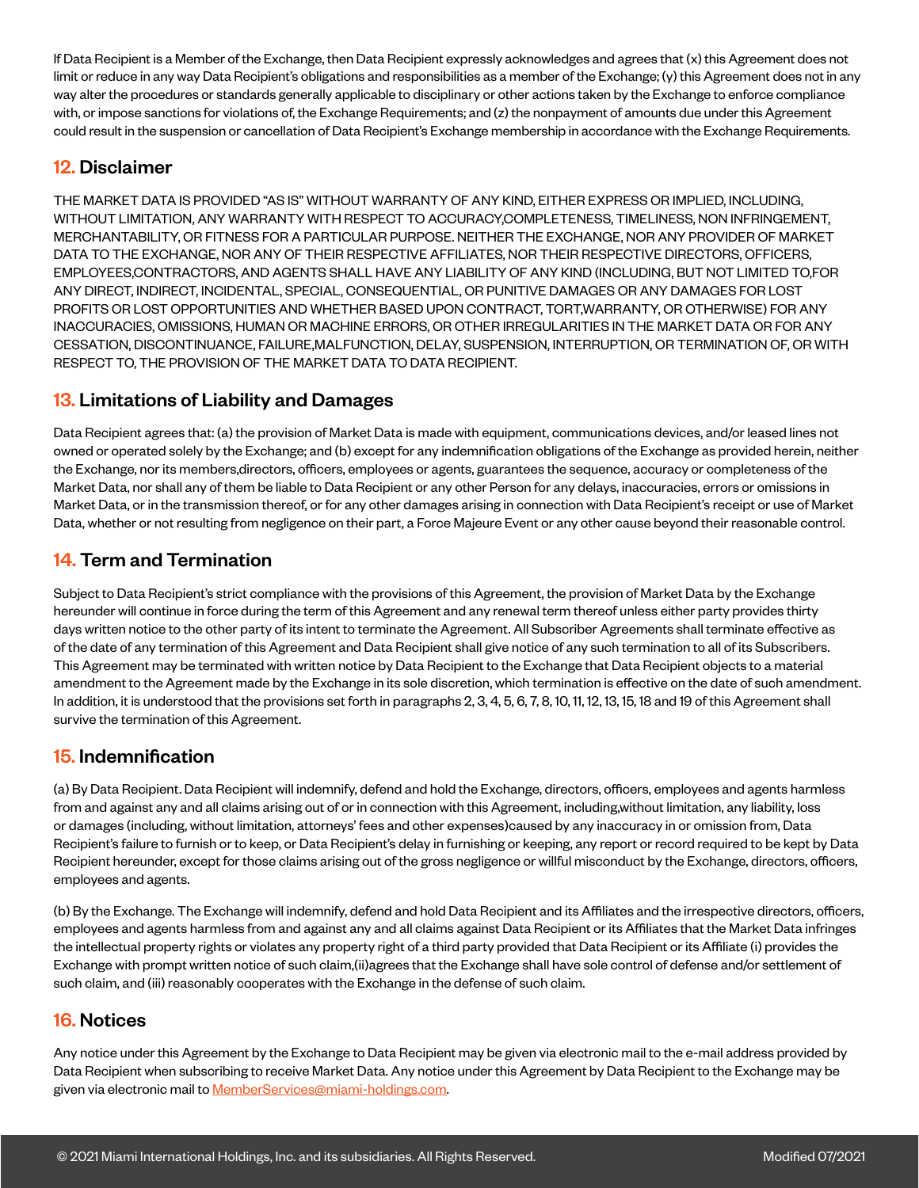If Data Recipient is a Member of the Exchange, then Data Recipient expressly acknowledges and agrees that (x) this Agreement does not limit or reduce in any way Data Recipient's obligations and responsibilities as a member of the Exchange; (y) this Agreement does not in any way alter the procedures or standards generally applicable to disciplinary or other actions taken by the Exchange to enforce compliance with, or impose sanctions for violations of, the Exchange Requirements; and (z) the nonpayment of amounts due under this Agreement could result in the suspension or cancellation of Data Recipient's Exchange membership in accordance with the Exchange Requirements.

## 12. Disclaimer

THE MARKET DATA IS PROVIDED "AS IS" WITHOUT WARRANTY OF ANY KIND, EITHER EXPRESS OR IMPLIED, INCLUDING, WITHOUT LIMITATION, ANY WARRANTY WITH RESPECT TO ACCURACY,COMPLETENESS, TIMELINESS, NON INFRINGEMENT, MERCHANTABILITY, OR FITNESS FOR A PARTICULAR PURPOSE. NEITHER THE EXCHANGE, NOR ANY PROVIDER OF MARKET DATA TO THE EXCHANGE, NOR ANY OF THEIR RESPECTIVE AFFILIATES, NOR THEIR RESPECTIVE DIRECTORS, OFFICERS, EMPLOYEES,CONTRACTORS, AND AGENTS SHALL HAVE ANY LIABILITY OF ANY KIND (INCLUDING, BUT NOT LIMITED TO,FOR ANY DIRECT, INDIRECT, INCIDENTAL, SPECIAL, CONSEQUENTIAL, OR PUNITIVE DAMAGES OR ANY DAMAGES FOR LOST PROFITS OR LOST OPPORTUNITIES AND WHETHER BASED UPON CONTRACT, TORT,WARRANTY, OR OTHERWISE) FOR ANY INACCURACIES, OMISSIONS, HUMAN OR MACHINE ERRORS, OR OTHER IRREGULARITIES IN THE MARKET DATA OR FOR ANY CESSATION, DISCONTINUANCE, FAILURE,MALFUNCTION, DELAY, SUSPENSION, INTERRUPTION, OR TERMINATION OF, OR WITH RESPECT TO, THE PROVISION OF THE MARKET DATA TO DATA RECIPIENT.

## 13. Limitations of Liability and Damages

Data Recipient agrees that: (a) the provision of Market Data is made with equipment, communications devices, and/or leased lines not owned or operated solely by the Exchange; and (b) except for any indemnification obligations of the Exchange as provided herein, neither the Exchange, nor its members,directors, officers, employees or agents, guarantees the sequence, accuracy or completeness of the Market Data, nor shall any of them be liable to Data Recipient or any other Person for any delays, inaccuracies, errors or omissions in Market Data, or in the transmission thereof, or for any other damages arising in connection with Data Recipient's receipt or use of Market Data, whether or not resulting from negligence on their part, a Force Majeure Event or any other cause beyond their reasonable control.

## 14. Term and Termination

Subject to Data Recipient's strict compliance with the provisions of this Agreement, the provision of Market Data by the Exchange hereunder will continue in force during the term of this Agreement and any renewal term thereof unless either party provides thirty days written notice to the other party of its intent to terminate the Agreement. All Subscriber Agreements shall terminate effective as of the date of any termination of this Agreement and Data Recipient shall give notice of any such termination to all of its Subscribers. This Agreement may be terminated with written notice by Data Recipient to the Exchange that Data Recipient objects to a material amendment to the Agreement made by the Exchange in its sole discretion, which termination is effective on the date of such amendment. In addition, it is understood that the provisions set forth in paragraphs 2, 3, 4, 5, 6, 7, 8, 10, 11, 12, 13, 15, 18 and 19 of this Agreement shall survive the termination of this Agreement.

## 15. Indemnification

(a) By Data Recipient. Data Recipient will indemnify, defend and hold the Exchange, directors, officers, employees and agents harmless from and against any and all claims arising out of or in connection with this Agreement, including,without limitation, any liability, loss or damages (including, without limitation, attorneys' fees and other expenses)caused by any inaccuracy in or omission from, Data Recipient's failure to furnish or to keep, or Data Recipient's delay in furnishing or keeping, any report or record required to be kept by Data Recipient hereunder, except for those claims arising out of the gross negligence or willful misconduct by the Exchange, directors, officers, employees and agents.

(b) By the Exchange. The Exchange will indemnify, defend and hold Data Recipient and its Affiliates and the irrespective directors, officers, employees and agents harmless from and against any and all claims against Data Recipient or its Affiliates that the Market Data infringes the intellectual property rights or violates any property right of a third party provided that Data Recipient or its Affiliate (i) provides the Exchange with prompt written notice of such claim,(ii)agrees that the Exchange shall have sole control of defense and/or settlement of such claim, and (iii) reasonably cooperates with the Exchange in the defense of such claim.

## 16. Notices

Any notice under this Agreement by the Exchange to Data Recipient may be given via electronic mail to the e-mail address provided by Data Recipient when subscribing to receive Market Data. Any notice under this Agreement by Data Recipient to the Exchange may be given via electronic mail to MemberServices@miami-holdings.com.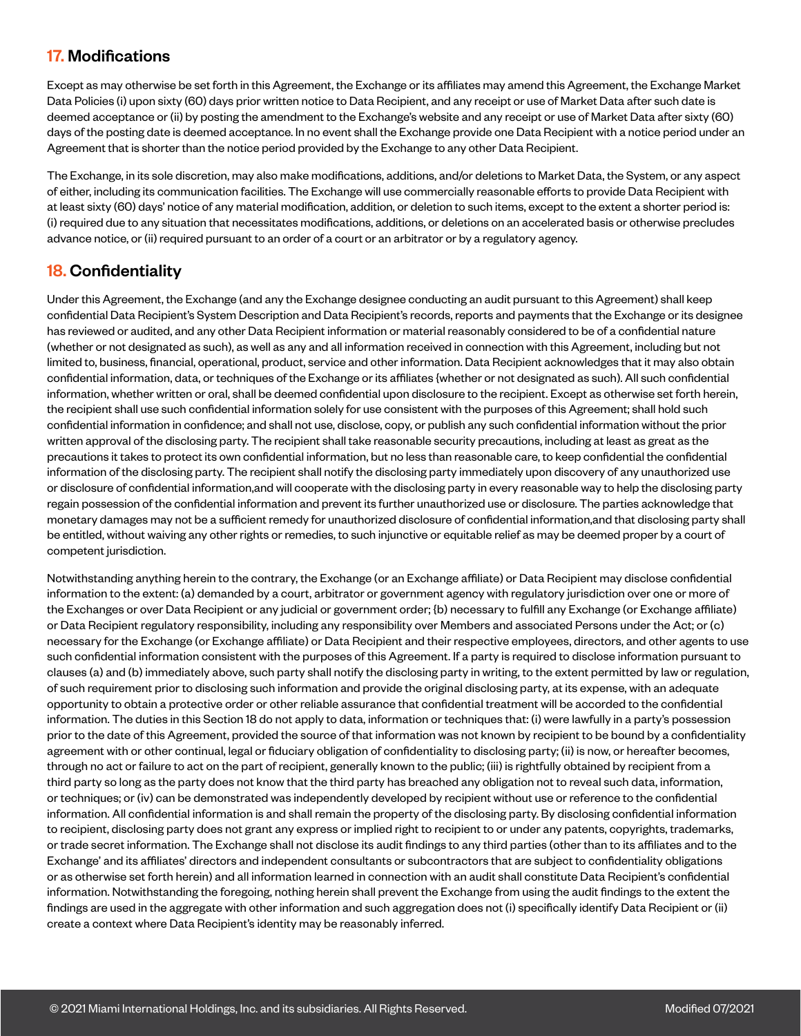## 17. Modifications

Except as may otherwise be set forth in this Agreement, the Exchange or its affiliates may amend this Agreement, the Exchange Market Data Policies (i) upon sixty (60) days prior written notice to Data Recipient, and any receipt or use of Market Data after such date is deemed acceptance or (ii) by posting the amendment to the Exchange's website and any receipt or use of Market Data after sixty (60) days of the posting date is deemed acceptance. In no event shall the Exchange provide one Data Recipient with a notice period under an Agreement that is shorter than the notice period provided by the Exchange to any other Data Recipient.

The Exchange, in its sole discretion, may also make modifications, additions, and/or deletions to Market Data, the System, or any aspect of either, including its communication facilities. The Exchange will use commercially reasonable efforts to provide Data Recipient with at least sixty (60) days' notice of any material modification, addition, or deletion to such items, except to the extent a shorter period is: (i) required due to any situation that necessitates modifications, additions, or deletions on an accelerated basis or otherwise precludes advance notice, or (ii) required pursuant to an order of a court or an arbitrator or by a regulatory agency.

## 18. Confidentiality

Under this Agreement, the Exchange (and any the Exchange designee conducting an audit pursuant to this Agreement) shall keep confidential Data Recipient's System Description and Data Recipient's records, reports and payments that the Exchange or its designee has reviewed or audited, and any other Data Recipient information or material reasonably considered to be of a confidential nature (whether or not designated as such), as well as any and all information received in connection with this Agreement, including but not limited to, business, financial, operational, product, service and other information. Data Recipient acknowledges that it may also obtain confidential information, data, or techniques of the Exchange or its affiliates {whether or not designated as such). All such confidential information, whether written or oral, shall be deemed confidential upon disclosure to the recipient. Except as otherwise set forth herein, the recipient shall use such confidential information solely for use consistent with the purposes of this Agreement; shall hold such confidential information in confidence; and shall not use, disclose, copy, or publish any such confidential information without the prior written approval of the disclosing party. The recipient shall take reasonable security precautions, including at least as great as the precautions it takes to protect its own confidential information, but no less than reasonable care, to keep confidential the confidential information of the disclosing party. The recipient shall notify the disclosing party immediately upon discovery of any unauthorized use or disclosure of confidential information,and will cooperate with the disclosing party in every reasonable way to help the disclosing party regain possession of the confidential information and prevent its further unauthorized use or disclosure. The parties acknowledge that monetary damages may not be a sufficient remedy for unauthorized disclosure of confidential information,and that disclosing party shall be entitled, without waiving any other rights or remedies, to such injunctive or equitable relief as may be deemed proper by a court of competent jurisdiction.

Notwithstanding anything herein to the contrary, the Exchange (or an Exchange affiliate) or Data Recipient may disclose confidential information to the extent: (a) demanded by a court, arbitrator or government agency with regulatory jurisdiction over one or more of the Exchanges or over Data Recipient or any judicial or government order; {b) necessary to fulfill any Exchange (or Exchange affiliate) or Data Recipient regulatory responsibility, including any responsibility over Members and associated Persons under the Act; or (c) necessary for the Exchange (or Exchange affiliate) or Data Recipient and their respective employees, directors, and other agents to use such confidential information consistent with the purposes of this Agreement. If a party is required to disclose information pursuant to clauses (a) and (b) immediately above, such party shall notify the disclosing party in writing, to the extent permitted by law or regulation, of such requirement prior to disclosing such information and provide the original disclosing party, at its expense, with an adequate opportunity to obtain a protective order or other reliable assurance that confidential treatment will be accorded to the confidential information. The duties in this Section 18 do not apply to data, information or techniques that: (i) were lawfully in a party's possession prior to the date of this Agreement, provided the source of that information was not known by recipient to be bound by a confidentiality agreement with or other continual, legal or fiduciary obligation of confidentiality to disclosing party; (ii) is now, or hereafter becomes, through no act or failure to act on the part of recipient, generally known to the public; (iii) is rightfully obtained by recipient from a third party so long as the party does not know that the third party has breached any obligation not to reveal such data, information, or techniques; or (iv) can be demonstrated was independently developed by recipient without use or reference to the confidential information. All confidential information is and shall remain the property of the disclosing party. By disclosing confidential information to recipient, disclosing party does not grant any express or implied right to recipient to or under any patents, copyrights, trademarks, or trade secret information. The Exchange shall not disclose its audit findings to any third parties (other than to its affiliates and to the Exchange' and its affiliates' directors and independent consultants or subcontractors that are subject to confidentiality obligations or as otherwise set forth herein) and all information learned in connection with an audit shall constitute Data Recipient's confidential information. Notwithstanding the foregoing, nothing herein shall prevent the Exchange from using the audit findings to the extent the findings are used in the aggregate with other information and such aggregation does not (i) specifically identify Data Recipient or (ii) create a context where Data Recipient's identity may be reasonably inferred.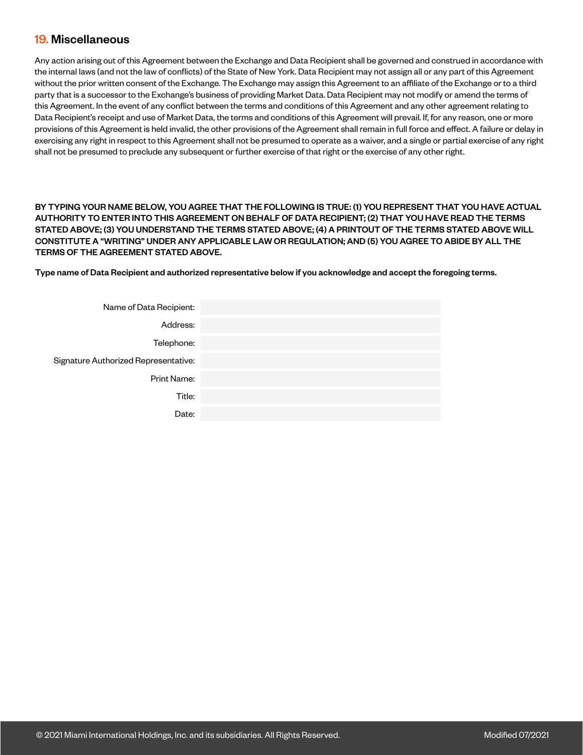## 19. Miscellaneous

Any action arising out of this Agreement between the Exchange and Data Recipient shall be governed and construed in accordance with the internal laws (and not the law of conflicts) of the State of New York. Data Recipient may not assign all or any part of this Agreement without the prior written consent of the Exchange. The Exchange may assign this Agreement to an affiliate of the Exchange or to a third party that is a successor to the Exchange's business of providing Market Data. Data Recipient may not modify or amend the terms of this Agreement. In the event of any conflict between the terms and conditions of this Agreement and any other agreement relating to Data Recipient's receipt and use of Market Data, the terms and conditions of this Agreement will prevail. If, for any reason, one or more provisions of this Agreement is held invalid, the other provisions of the Agreement shall remain in full force and effect. A failure or delay in exercising any right in respect to this Agreement shall not be presumed to operate as a waiver, and a single or partial exercise of any right shall not be presumed to preclude any subsequent or further exercise of that right or the exercise of any other right.

**BY TYPING YOUR NAME BELOW, YOU AGREE THAT THE FOLLOWING IS TRUE: (1) YOU REPRESENT THAT YOU HAVE ACTUAL AUTHORITY TO ENTER INTO THIS AGREEMENT ON BEHALF OF DATA RECIPIENT; (2) THAT YOU HAVE READ THE TERMS STATED ABOVE; (3) YOU UNDERSTAND THE TERMS STATED ABOVE; (4) A PRINTOUT OF THE TERMS STATED ABOVE WILL CONSTITUTE A "WRITING" UNDER ANY APPLICABLE LAW OR REGULATION; AND (5) YOU AGREE TO ABIDE BY ALL THE TERMS OF THE AGREEMENT STATED ABOVE.**

**Type name of Data Recipient and authorized representative below if you acknowledge and accept the foregoing terms.**

| | |
|---|---|
| Name of Data Recipient: | |
| Address: | |
| Telephone: | |
| Signature Authorized Representative: | |
| Print Name: | |
| Title: | |
| Date: | |

© 2021 Miami International Holdings, Inc. and its subsidiaries. All Rights Reserved. Modified 07/2021